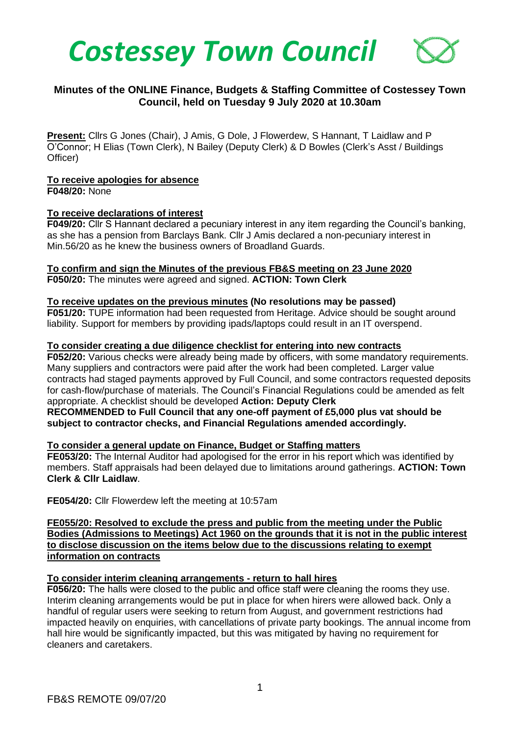# *Costessey Town Council*

## Minutes of the ONLINE Finance, Budgets & Staffing Committee of Costessey Town Council, held on Tuesday 9 July 2020 at 10.30am

**Present:** Cllrs G Jones (Chair), J Amis, G Dole, J Flowerdew, S Hannant, T Laidlaw and P O'Connor; H Elias (Town Clerk), N Bailey (Deputy Clerk) & D Bowles (Clerk's Asst / Buildings Officer)

**To receive apologies for absence**
**F048/20:** None

**To receive declarations of interest**
**F049/20:** Cllr S Hannant declared a pecuniary interest in any item regarding the Council's banking, as she has a pension from Barclays Bank. Cllr J Amis declared a non-pecuniary interest in Min.56/20 as he knew the business owners of Broadland Guards.

**To confirm and sign the Minutes of the previous FB&S meeting on 23 June 2020**
**F050/20:** The minutes were agreed and signed. **ACTION: Town Clerk**

**To receive updates on the previous minutes (No resolutions may be passed)**
**F051/20:** TUPE information had been requested from Heritage. Advice should be sought around liability. Support for members by providing ipads/laptops could result in an IT overspend.

**To consider creating a due diligence checklist for entering into new contracts**
**F052/20:** Various checks were already being made by officers, with some mandatory requirements. Many suppliers and contractors were paid after the work had been completed. Larger value contracts had staged payments approved by Full Council, and some contractors requested deposits for cash-flow/purchase of materials. The Council's Financial Regulations could be amended as felt appropriate. A checklist should be developed **Action: Deputy Clerk**
**RECOMMENDED to Full Council that any one-off payment of £5,000 plus vat should be subject to contractor checks, and Financial Regulations amended accordingly.**

**To consider a general update on Finance, Budget or Staffing matters**
**FE053/20:** The Internal Auditor had apologised for the error in his report which was identified by members. Staff appraisals had been delayed due to limitations around gatherings. **ACTION: Town Clerk & Cllr Laidlaw**.

**FE054/20:** Cllr Flowerdew left the meeting at 10:57am

**FE055/20: Resolved to exclude the press and public from the meeting under the Public Bodies (Admissions to Meetings) Act 1960 on the grounds that it is not in the public interest to disclose discussion on the items below due to the discussions relating to exempt information on contracts**

**To consider interim cleaning arrangements - return to hall hires**
**F056/20:** The halls were closed to the public and office staff were cleaning the rooms they use. Interim cleaning arrangements would be put in place for when hirers were allowed back. Only a handful of regular users were seeking to return from August, and government restrictions had impacted heavily on enquiries, with cancellations of private party bookings. The annual income from hall hire would be significantly impacted, but this was mitigated by having no requirement for cleaners and caretakers.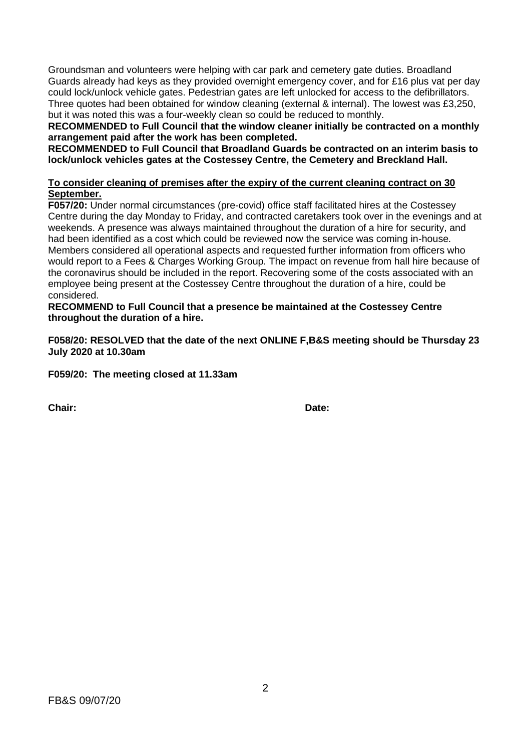Groundsman and volunteers were helping with car park and cemetery gate duties. Broadland Guards already had keys as they provided overnight emergency cover, and for £16 plus vat per day could lock/unlock vehicle gates. Pedestrian gates are left unlocked for access to the defibrillators. Three quotes had been obtained for window cleaning (external & internal). The lowest was £3,250, but it was noted this was a four-weekly clean so could be reduced to monthly.

**RECOMMENDED to Full Council that the window cleaner initially be contracted on a monthly arrangement paid after the work has been completed.**

**RECOMMENDED to Full Council that Broadland Guards be contracted on an interim basis to lock/unlock vehicles gates at the Costessey Centre, the Cemetery and Breckland Hall.**

**<u>To consider cleaning of premises after the expiry of the current cleaning contract on 30 September.</u>**

**F057/20:** Under normal circumstances (pre-covid) office staff facilitated hires at the Costessey Centre during the day Monday to Friday, and contracted caretakers took over in the evenings and at weekends. A presence was always maintained throughout the duration of a hire for security, and had been identified as a cost which could be reviewed now the service was coming in-house. Members considered all operational aspects and requested further information from officers who would report to a Fees & Charges Working Group. The impact on revenue from hall hire because of the coronavirus should be included in the report. Recovering some of the costs associated with an employee being present at the Costessey Centre throughout the duration of a hire, could be considered.

**RECOMMEND to Full Council that a presence be maintained at the Costessey Centre throughout the duration of a hire.**

**F058/20: RESOLVED that the date of the next ONLINE F,B&S meeting should be Thursday 23 July 2020 at 10.30am**

**F059/20: The meeting closed at 11.33am**

**Chair:** **Date:**